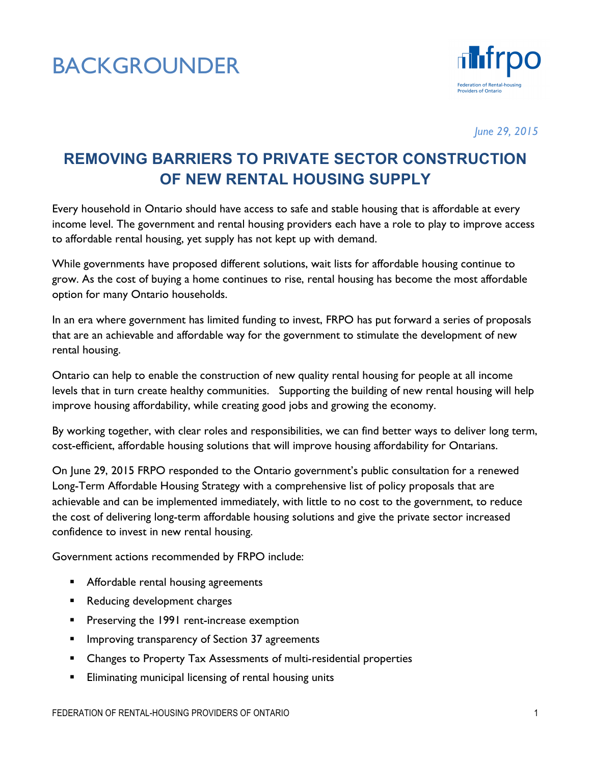# BACKGROUNDER

frpo
Federation of Rental-housing Providers of Ontario

*June 29, 2015*

## REMOVING BARRIERS TO PRIVATE SECTOR CONSTRUCTION OF NEW RENTAL HOUSING SUPPLY

Every household in Ontario should have access to safe and stable housing that is affordable at every income level. The government and rental housing providers each have a role to play to improve access to affordable rental housing, yet supply has not kept up with demand.

While governments have proposed different solutions, wait lists for affordable housing continue to grow. As the cost of buying a home continues to rise, rental housing has become the most affordable option for many Ontario households.

In an era where government has limited funding to invest, FRPO has put forward a series of proposals that are an achievable and affordable way for the government to stimulate the development of new rental housing.

Ontario can help to enable the construction of new quality rental housing for people at all income levels that in turn create healthy communities. Supporting the building of new rental housing will help improve housing affordability, while creating good jobs and growing the economy.

By working together, with clear roles and responsibilities, we can find better ways to deliver long term, cost-efficient, affordable housing solutions that will improve housing affordability for Ontarians.

On June 29, 2015 FRPO responded to the Ontario government's public consultation for a renewed Long-Term Affordable Housing Strategy with a comprehensive list of policy proposals that are achievable and can be implemented immediately, with little to no cost to the government, to reduce the cost of delivering long-term affordable housing solutions and give the private sector increased confidence to invest in new rental housing.

Government actions recommended by FRPO include:

- Affordable rental housing agreements
- Reducing development charges
- Preserving the 1991 rent-increase exemption
- Improving transparency of Section 37 agreements
- Changes to Property Tax Assessments of multi-residential properties
- Eliminating municipal licensing of rental housing units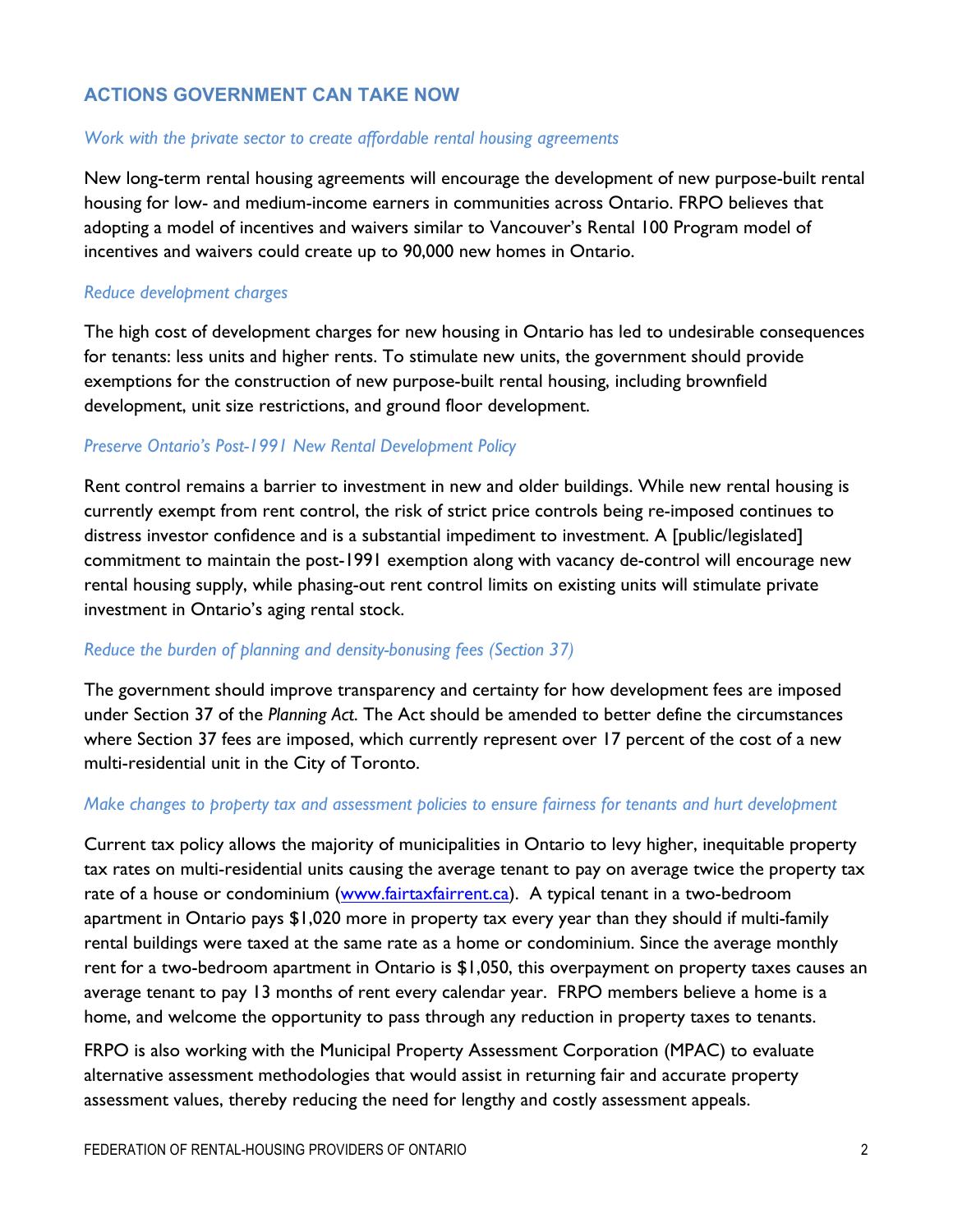## ACTIONS GOVERNMENT CAN TAKE NOW

### *Work with the private sector to create affordable rental housing agreements*

New long-term rental housing agreements will encourage the development of new purpose-built rental housing for low- and medium-income earners in communities across Ontario. FRPO believes that adopting a model of incentives and waivers similar to Vancouver's Rental 100 Program model of incentives and waivers could create up to 90,000 new homes in Ontario.

### *Reduce development charges*

The high cost of development charges for new housing in Ontario has led to undesirable consequences for tenants: less units and higher rents. To stimulate new units, the government should provide exemptions for the construction of new purpose-built rental housing, including brownfield development, unit size restrictions, and ground floor development.

### *Preserve Ontario's Post-1991 New Rental Development Policy*

Rent control remains a barrier to investment in new and older buildings. While new rental housing is currently exempt from rent control, the risk of strict price controls being re-imposed continues to distress investor confidence and is a substantial impediment to investment. A [public/legislated] commitment to maintain the post-1991 exemption along with vacancy de-control will encourage new rental housing supply, while phasing-out rent control limits on existing units will stimulate private investment in Ontario's aging rental stock.

### *Reduce the burden of planning and density-bonusing fees (Section 37)*

The government should improve transparency and certainty for how development fees are imposed under Section 37 of the *Planning Act*. The Act should be amended to better define the circumstances where Section 37 fees are imposed, which currently represent over 17 percent of the cost of a new multi-residential unit in the City of Toronto.

### *Make changes to property tax and assessment policies to ensure fairness for tenants and hurt development*

Current tax policy allows the majority of municipalities in Ontario to levy higher, inequitable property tax rates on multi-residential units causing the average tenant to pay on average twice the property tax rate of a house or condominium (www.fairtaxfairrent.ca). A typical tenant in a two-bedroom apartment in Ontario pays $1,020 more in property tax every year than they should if multi-family rental buildings were taxed at the same rate as a home or condominium. Since the average monthly rent for a two-bedroom apartment in Ontario is $1,050, this overpayment on property taxes causes an average tenant to pay 13 months of rent every calendar year. FRPO members believe a home is a home, and welcome the opportunity to pass through any reduction in property taxes to tenants.

FRPO is also working with the Municipal Property Assessment Corporation (MPAC) to evaluate alternative assessment methodologies that would assist in returning fair and accurate property assessment values, thereby reducing the need for lengthy and costly assessment appeals.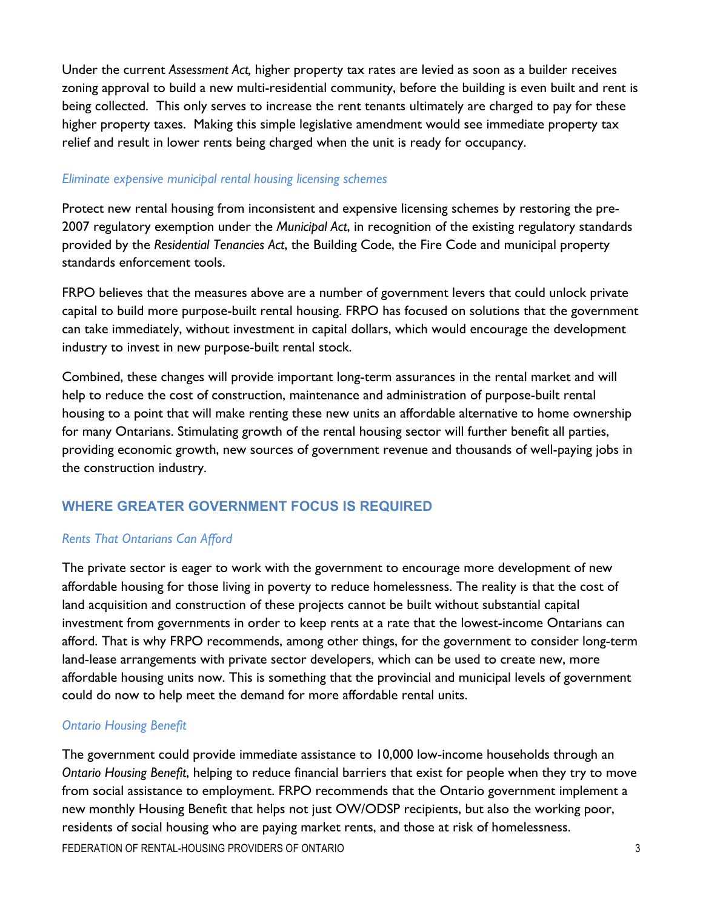Under the current *Assessment Act,* higher property tax rates are levied as soon as a builder receives zoning approval to build a new multi-residential community, before the building is even built and rent is being collected. This only serves to increase the rent tenants ultimately are charged to pay for these higher property taxes. Making this simple legislative amendment would see immediate property tax relief and result in lower rents being charged when the unit is ready for occupancy.

### *Eliminate expensive municipal rental housing licensing schemes*

Protect new rental housing from inconsistent and expensive licensing schemes by restoring the pre-2007 regulatory exemption under the *Municipal Act*, in recognition of the existing regulatory standards provided by the *Residential Tenancies Act*, the Building Code, the Fire Code and municipal property standards enforcement tools.

FRPO believes that the measures above are a number of government levers that could unlock private capital to build more purpose-built rental housing. FRPO has focused on solutions that the government can take immediately, without investment in capital dollars, which would encourage the development industry to invest in new purpose-built rental stock.

Combined, these changes will provide important long-term assurances in the rental market and will help to reduce the cost of construction, maintenance and administration of purpose-built rental housing to a point that will make renting these new units an affordable alternative to home ownership for many Ontarians. Stimulating growth of the rental housing sector will further benefit all parties, providing economic growth, new sources of government revenue and thousands of well-paying jobs in the construction industry.

## WHERE GREATER GOVERNMENT FOCUS IS REQUIRED

### *Rents That Ontarians Can Afford*

The private sector is eager to work with the government to encourage more development of new affordable housing for those living in poverty to reduce homelessness. The reality is that the cost of land acquisition and construction of these projects cannot be built without substantial capital investment from governments in order to keep rents at a rate that the lowest-income Ontarians can afford. That is why FRPO recommends, among other things, for the government to consider long-term land-lease arrangements with private sector developers, which can be used to create new, more affordable housing units now. This is something that the provincial and municipal levels of government could do now to help meet the demand for more affordable rental units.

### *Ontario Housing Benefit*

The government could provide immediate assistance to 10,000 low-income households through an *Ontario Housing Benefit*, helping to reduce financial barriers that exist for people when they try to move from social assistance to employment. FRPO recommends that the Ontario government implement a new monthly Housing Benefit that helps not just OW/ODSP recipients, but also the working poor, residents of social housing who are paying market rents, and those at risk of homelessness.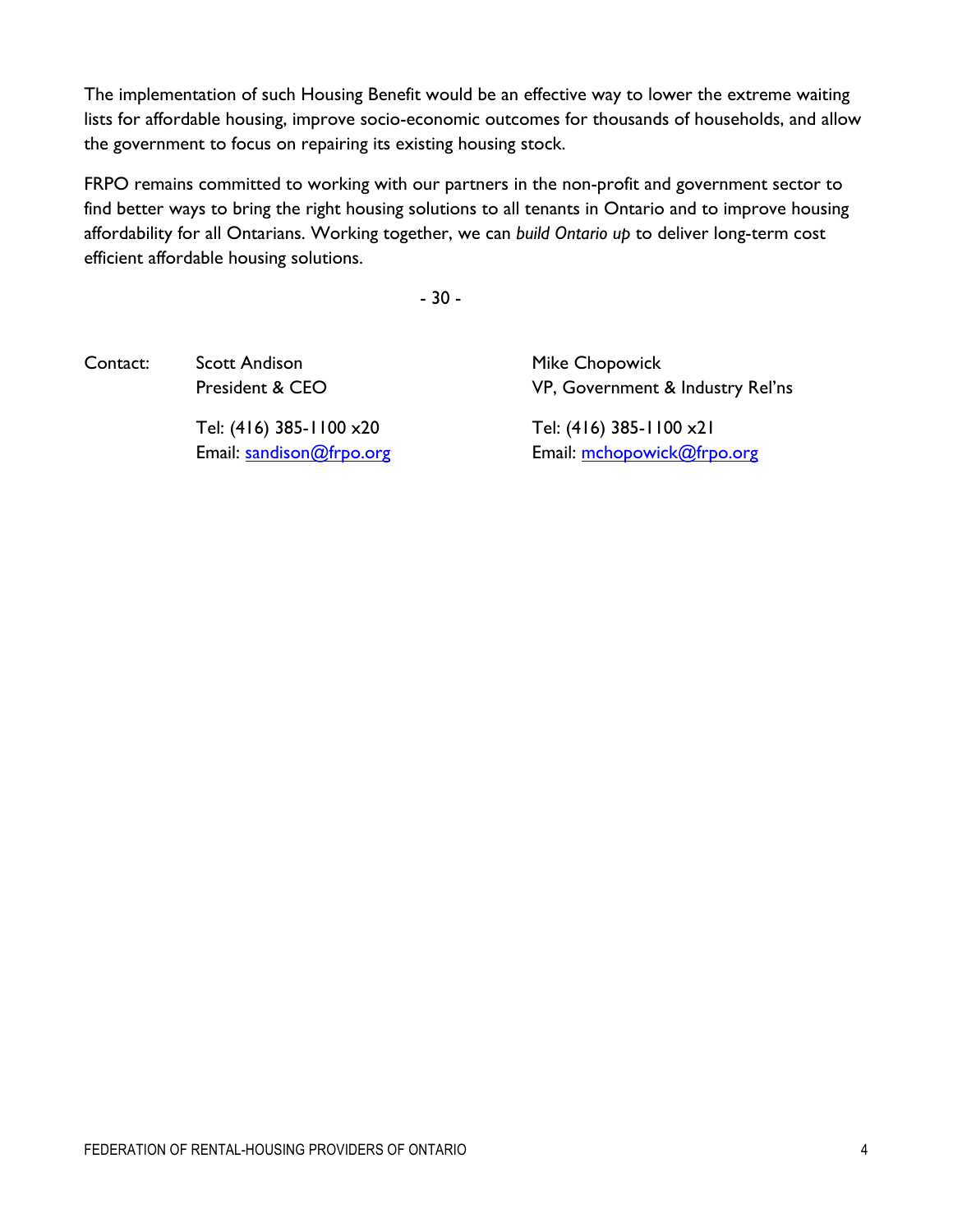The implementation of such Housing Benefit would be an effective way to lower the extreme waiting lists for affordable housing, improve socio-economic outcomes for thousands of households, and allow the government to focus on repairing its existing housing stock.

FRPO remains committed to working with our partners in the non-profit and government sector to find better ways to bring the right housing solutions to all tenants in Ontario and to improve housing affordability for all Ontarians. Working together, we can *build Ontario up* to deliver long-term cost efficient affordable housing solutions.

- 30 -

Contact:

Scott Andison
President & CEO
Tel: (416) 385-1100 x20
Email: sandison@frpo.org

Mike Chopowick
VP, Government & Industry Rel'ns
Tel: (416) 385-1100 x21
Email: mchopowick@frpo.org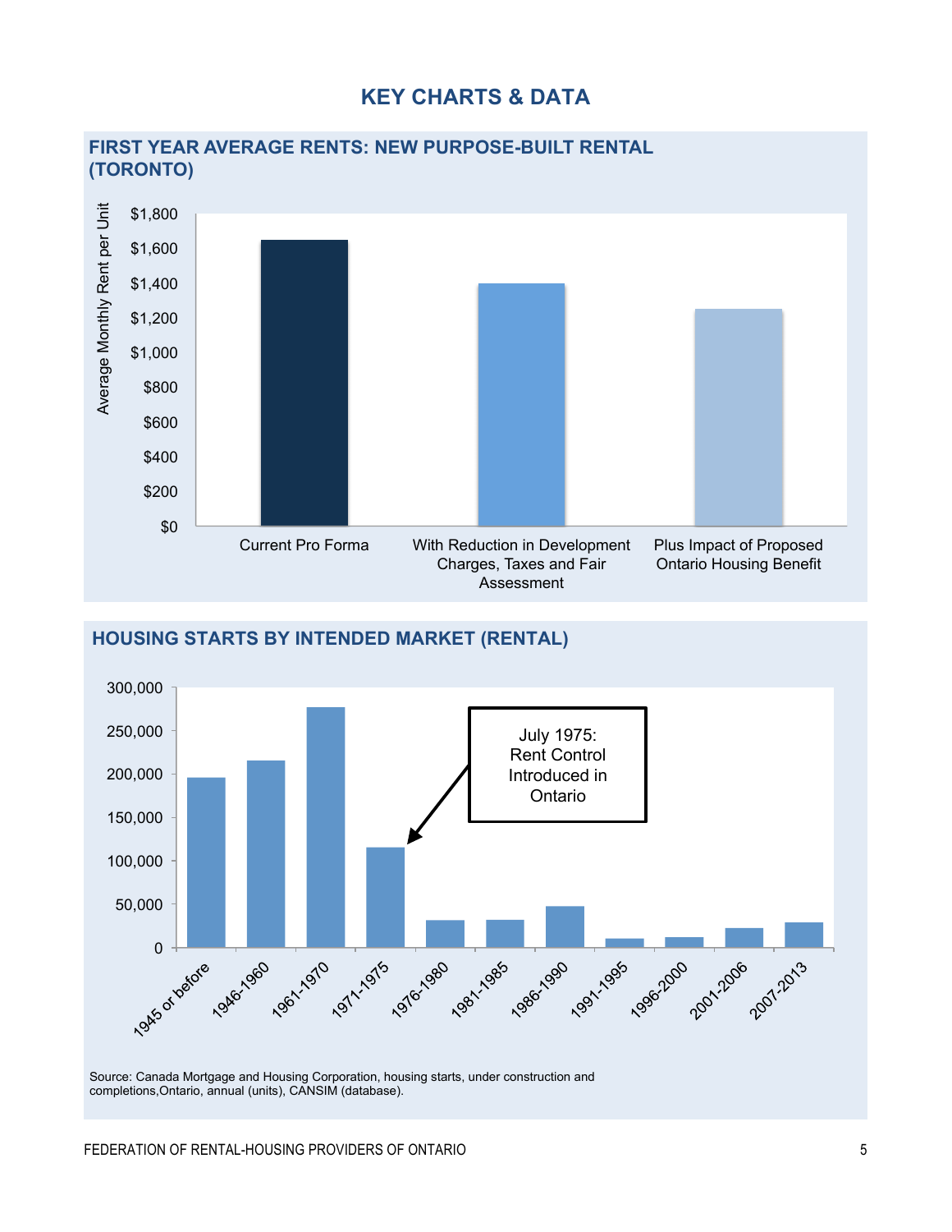# KEY CHARTS & DATA

## FIRST YEAR AVERAGE RENTS: NEW PURPOSE-BUILT RENTAL (TORONTO)

Average Monthly Rent per Unit

$1,800
$1,600
$1,400
$1,200
$1,000
$800
$600
$400
$200
$0

Current Pro Forma
With Reduction in Development Charges, Taxes and Fair Assessment
Plus Impact of Proposed Ontario Housing Benefit

## HOUSING STARTS BY INTENDED MARKET (RENTAL)

300,000
250,000
200,000
150,000
100,000
50,000
0

July 1975: Rent Control Introduced in Ontario

1945 or before
1946-1960
1961-1970
1971-1975
1976-1980
1981-1985
1986-1990
1991-1995
1996-2000
2001-2006
2007-2013

Source: Canada Mortgage and Housing Corporation, housing starts, under construction and completions,Ontario, annual (units), CANSIM (database).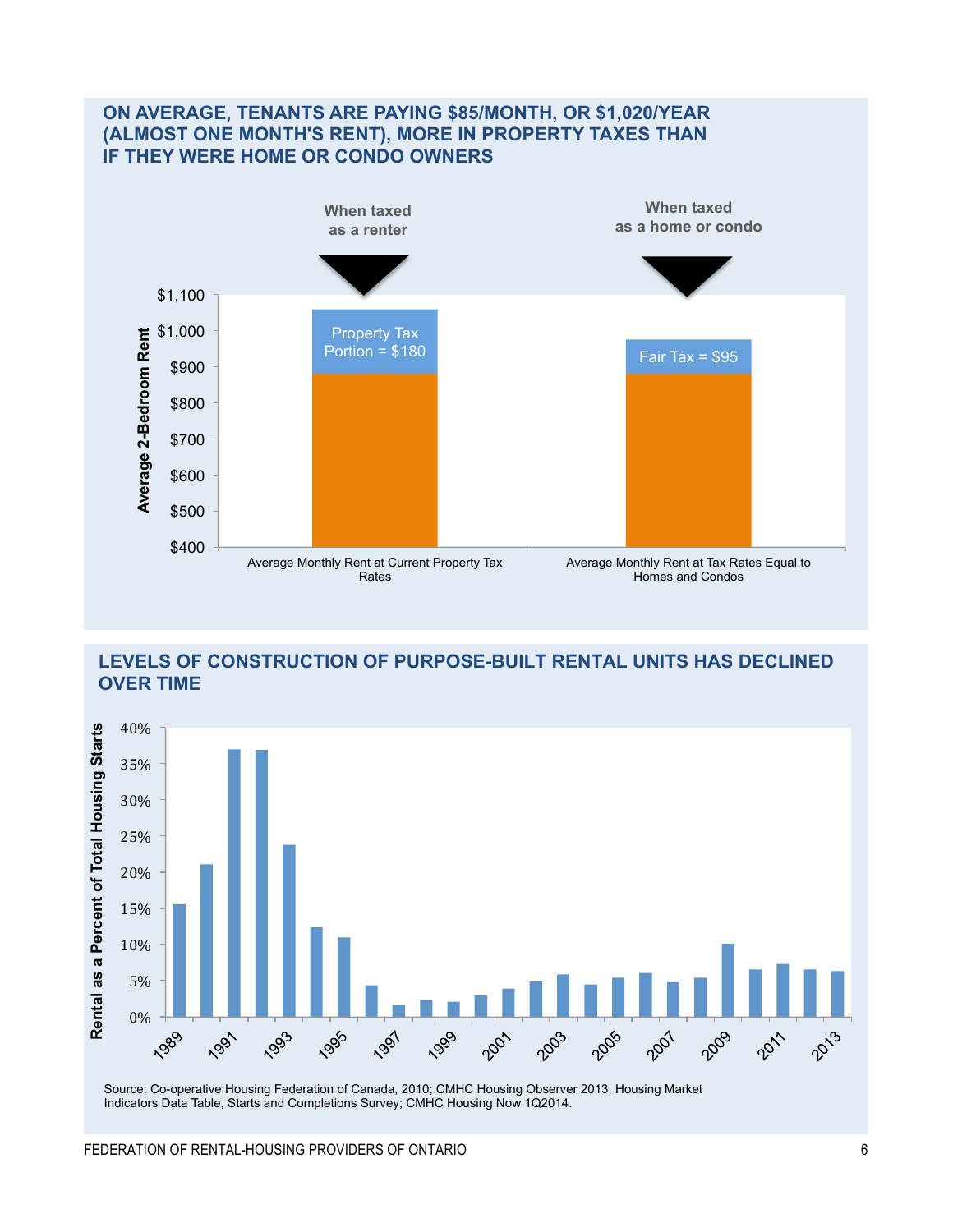## ON AVERAGE, TENANTS ARE PAYING $85/MONTH, OR $1,020/YEAR (ALMOST ONE MONTH'S RENT), MORE IN PROPERTY TAXES THAN IF THEY WERE HOME OR CONDO OWNERS

When taxed as a renter

When taxed as a home or condo

Average 2-Bedroom Rent

$1,100
$1,000
$900
$800
$700
$600
$500
$400

Property Tax Portion = $180

Fair Tax = $95

Average Monthly Rent at Current Property Tax Rates

Average Monthly Rent at Tax Rates Equal to Homes and Condos

## LEVELS OF CONSTRUCTION OF PURPOSE-BUILT RENTAL UNITS HAS DECLINED OVER TIME

Rental as a Percent of Total Housing Starts

40%
35%
30%
25%
20%
15%
10%
5%
0%

1989, 1991, 1993, 1995, 1997, 1999, 2001, 2003, 2005, 2007, 2009, 2011, 2013

Source: Co-operative Housing Federation of Canada, 2010; CMHC Housing Observer 2013, Housing Market Indicators Data Table, Starts and Completions Survey; CMHC Housing Now 1Q2014.